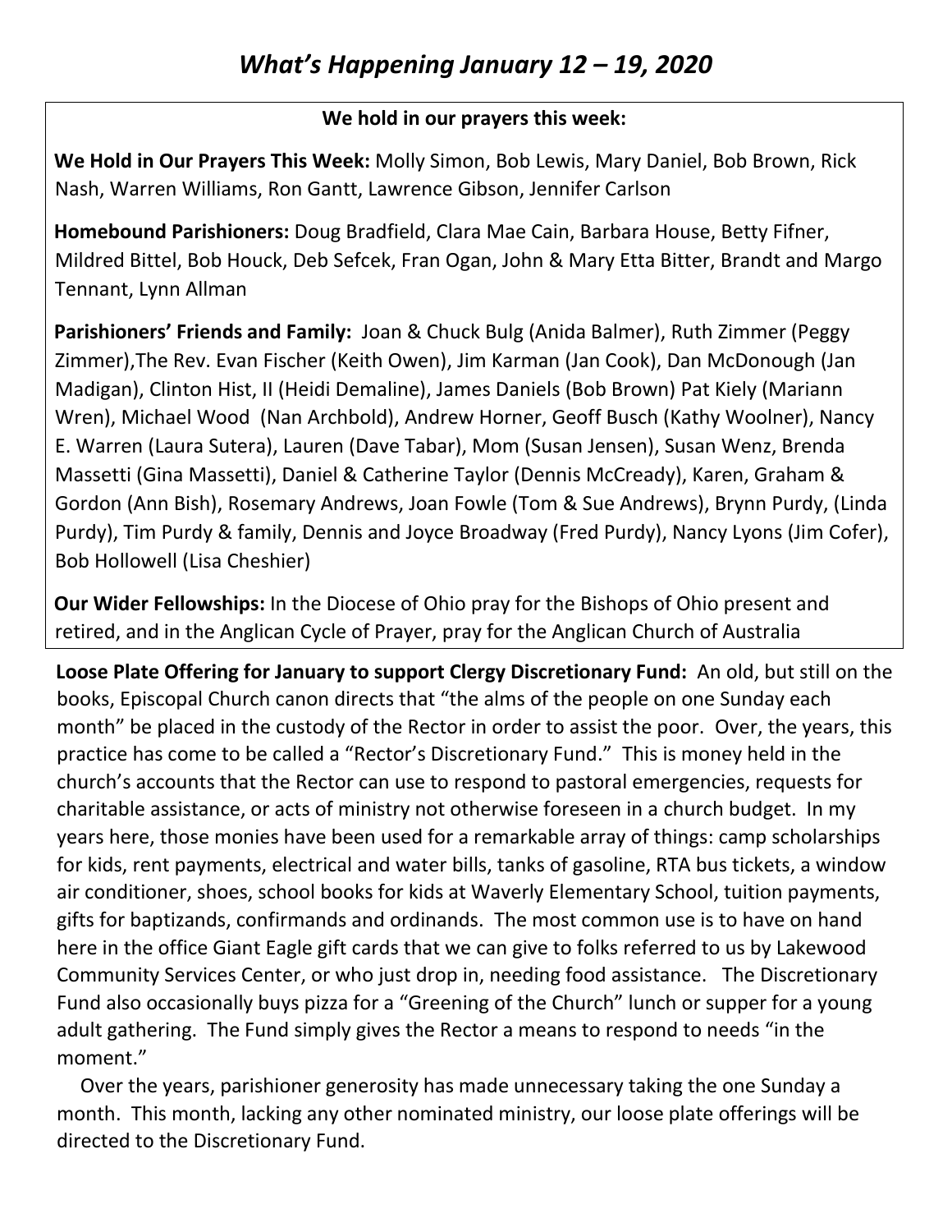# *What's Happening January 12 – 19, 2020*

**We hold in our prayers this week:**

**We Hold in Our Prayers This Week:** Molly Simon, Bob Lewis, Mary Daniel, Bob Brown, Rick Nash, Warren Williams, Ron Gantt, Lawrence Gibson, Jennifer Carlson

**Homebound Parishioners:** Doug Bradfield, Clara Mae Cain, Barbara House, Betty Fifner, Mildred Bittel, Bob Houck, Deb Sefcek, Fran Ogan, John & Mary Etta Bitter, Brandt and Margo Tennant, Lynn Allman

**Parishioners' Friends and Family:** Joan & Chuck Bulg (Anida Balmer), Ruth Zimmer (Peggy Zimmer),The Rev. Evan Fischer (Keith Owen), Jim Karman (Jan Cook), Dan McDonough (Jan Madigan), Clinton Hist, II (Heidi Demaline), James Daniels (Bob Brown) Pat Kiely (Mariann Wren), Michael Wood (Nan Archbold), Andrew Horner, Geoff Busch (Kathy Woolner), Nancy E. Warren (Laura Sutera), Lauren (Dave Tabar), Mom (Susan Jensen), Susan Wenz, Brenda Massetti (Gina Massetti), Daniel & Catherine Taylor (Dennis McCready), Karen, Graham & Gordon (Ann Bish), Rosemary Andrews, Joan Fowle (Tom & Sue Andrews), Brynn Purdy, (Linda Purdy), Tim Purdy & family, Dennis and Joyce Broadway (Fred Purdy), Nancy Lyons (Jim Cofer), Bob Hollowell (Lisa Cheshier)

**Our Wider Fellowships:** In the Diocese of Ohio pray for the Bishops of Ohio present and retired, and in the Anglican Cycle of Prayer, pray for the Anglican Church of Australia

**Loose Plate Offering for January to support Clergy Discretionary Fund:** An old, but still on the books, Episcopal Church canon directs that "the alms of the people on one Sunday each month" be placed in the custody of the Rector in order to assist the poor. Over, the years, this practice has come to be called a "Rector's Discretionary Fund." This is money held in the church's accounts that the Rector can use to respond to pastoral emergencies, requests for charitable assistance, or acts of ministry not otherwise foreseen in a church budget. In my years here, those monies have been used for a remarkable array of things: camp scholarships for kids, rent payments, electrical and water bills, tanks of gasoline, RTA bus tickets, a window air conditioner, shoes, school books for kids at Waverly Elementary School, tuition payments, gifts for baptizands, confirmands and ordinands. The most common use is to have on hand here in the office Giant Eagle gift cards that we can give to folks referred to us by Lakewood Community Services Center, or who just drop in, needing food assistance. The Discretionary Fund also occasionally buys pizza for a "Greening of the Church" lunch or supper for a young adult gathering. The Fund simply gives the Rector a means to respond to needs "in the moment."

Over the years, parishioner generosity has made unnecessary taking the one Sunday a month. This month, lacking any other nominated ministry, our loose plate offerings will be directed to the Discretionary Fund.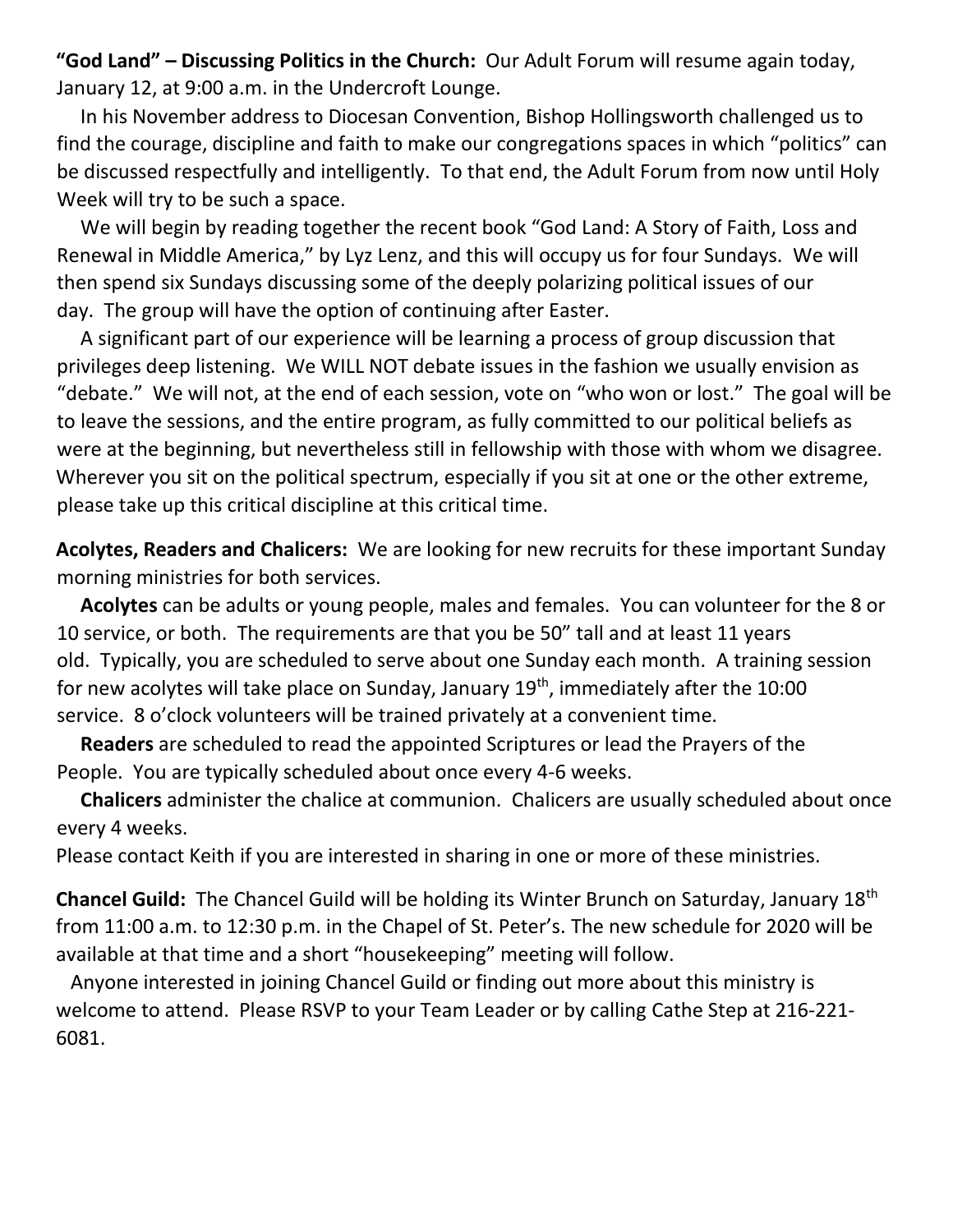**"God Land" – Discussing Politics in the Church:** Our Adult Forum will resume again today, January 12, at 9:00 a.m. in the Undercroft Lounge.

In his November address to Diocesan Convention, Bishop Hollingsworth challenged us to find the courage, discipline and faith to make our congregations spaces in which "politics" can be discussed respectfully and intelligently. To that end, the Adult Forum from now until Holy Week will try to be such a space.

We will begin by reading together the recent book "God Land: A Story of Faith, Loss and Renewal in Middle America," by Lyz Lenz, and this will occupy us for four Sundays. We will then spend six Sundays discussing some of the deeply polarizing political issues of our day. The group will have the option of continuing after Easter.

A significant part of our experience will be learning a process of group discussion that privileges deep listening. We WILL NOT debate issues in the fashion we usually envision as "debate." We will not, at the end of each session, vote on "who won or lost." The goal will be to leave the sessions, and the entire program, as fully committed to our political beliefs as were at the beginning, but nevertheless still in fellowship with those with whom we disagree. Wherever you sit on the political spectrum, especially if you sit at one or the other extreme, please take up this critical discipline at this critical time.

**Acolytes, Readers and Chalicers:** We are looking for new recruits for these important Sunday morning ministries for both services.

**Acolytes** can be adults or young people, males and females. You can volunteer for the 8 or 10 service, or both. The requirements are that you be 50" tall and at least 11 years old. Typically, you are scheduled to serve about one Sunday each month. A training session for new acolytes will take place on Sunday, January 19th, immediately after the 10:00 service. 8 o'clock volunteers will be trained privately at a convenient time.

**Readers** are scheduled to read the appointed Scriptures or lead the Prayers of the People. You are typically scheduled about once every 4-6 weeks.

**Chalicers** administer the chalice at communion. Chalicers are usually scheduled about once every 4 weeks.

Please contact Keith if you are interested in sharing in one or more of these ministries.

**Chancel Guild:** The Chancel Guild will be holding its Winter Brunch on Saturday, January 18th from 11:00 a.m. to 12:30 p.m. in the Chapel of St. Peter's. The new schedule for 2020 will be available at that time and a short "housekeeping" meeting will follow.

Anyone interested in joining Chancel Guild or finding out more about this ministry is welcome to attend. Please RSVP to your Team Leader or by calling Cathe Step at 216-221-6081.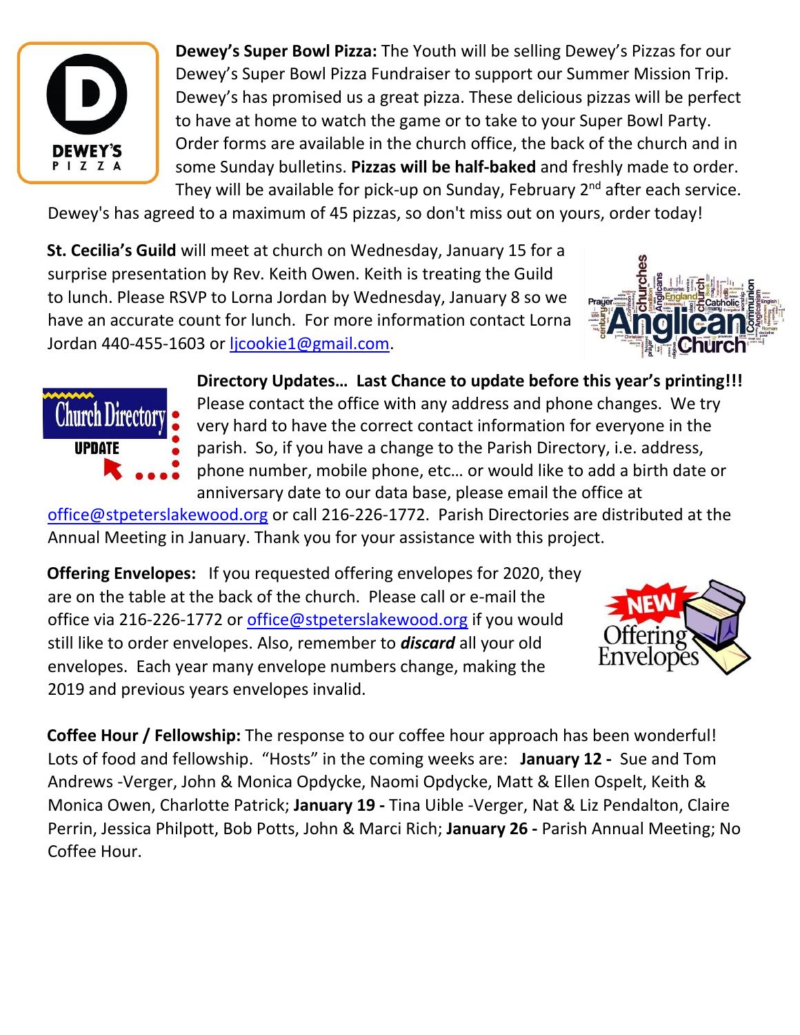**Dewey's Super Bowl Pizza:** The Youth will be selling Dewey's Pizzas for our Dewey's Super Bowl Pizza Fundraiser to support our Summer Mission Trip. Dewey's has promised us a great pizza. These delicious pizzas will be perfect to have at home to watch the game or to take to your Super Bowl Party. Order forms are available in the church office, the back of the church and in some Sunday bulletins. **Pizzas will be half-baked** and freshly made to order. They will be available for pick-up on Sunday, February 2nd after each service. Dewey's has agreed to a maximum of 45 pizzas, so don't miss out on yours, order today!

**St. Cecilia's Guild** will meet at church on Wednesday, January 15 for a surprise presentation by Rev. Keith Owen. Keith is treating the Guild to lunch. Please RSVP to Lorna Jordan by Wednesday, January 8 so we have an accurate count for lunch. For more information contact Lorna Jordan 440-455-1603 or ljcookie1@gmail.com.

**Directory Updates… Last Chance to update before this year's printing!!!** Please contact the office with any address and phone changes. We try very hard to have the correct contact information for everyone in the parish. So, if you have a change to the Parish Directory, i.e. address, phone number, mobile phone, etc… or would like to add a birth date or anniversary date to our data base, please email the office at office@stpeterslakewood.org or call 216-226-1772. Parish Directories are distributed at the Annual Meeting in January. Thank you for your assistance with this project.

**Offering Envelopes:** If you requested offering envelopes for 2020, they are on the table at the back of the church. Please call or e-mail the office via 216-226-1772 or office@stpeterslakewood.org if you would still like to order envelopes. Also, remember to ***discard*** all your old envelopes. Each year many envelope numbers change, making the 2019 and previous years envelopes invalid.

**Coffee Hour / Fellowship:** The response to our coffee hour approach has been wonderful! Lots of food and fellowship. "Hosts" in the coming weeks are: **January 12 -** Sue and Tom Andrews -Verger, John & Monica Opdycke, Naomi Opdycke, Matt & Ellen Ospelt, Keith & Monica Owen, Charlotte Patrick; **January 19 -** Tina Uible -Verger, Nat & Liz Pendalton, Claire Perrin, Jessica Philpott, Bob Potts, John & Marci Rich; **January 26 -** Parish Annual Meeting; No Coffee Hour.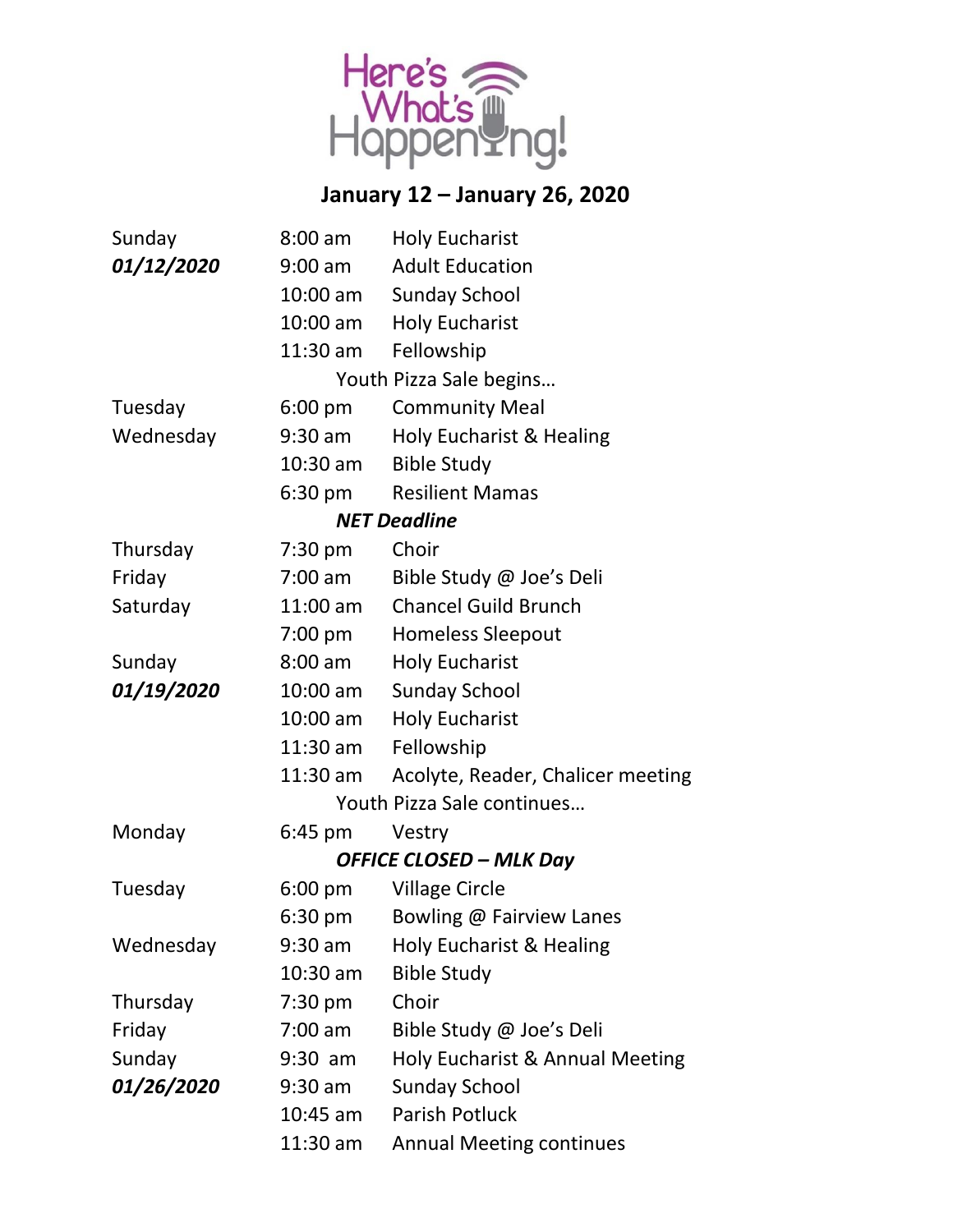# Here's What's Happening!

## January 12 – January 26, 2020

| | | |
|---|---|---|
| Sunday | 8:00 am | Holy Eucharist |
| ***01/12/2020*** | 9:00 am | Adult Education |
| | 10:00 am | Sunday School |
| | 10:00 am | Holy Eucharist |
| | 11:30 am | Fellowship |
| | Youth Pizza Sale begins… | |
| Tuesday | 6:00 pm | Community Meal |
| Wednesday | 9:30 am | Holy Eucharist & Healing |
| | 10:30 am | Bible Study |
| | 6:30 pm | Resilient Mamas |
| | ***NET Deadline*** | |
| Thursday | 7:30 pm | Choir |
| Friday | 7:00 am | Bible Study @ Joe's Deli |
| Saturday | 11:00 am | Chancel Guild Brunch |
| | 7:00 pm | Homeless Sleepout |
| Sunday | 8:00 am | Holy Eucharist |
| ***01/19/2020*** | 10:00 am | Sunday School |
| | 10:00 am | Holy Eucharist |
| | 11:30 am | Fellowship |
| | 11:30 am | Acolyte, Reader, Chalicer meeting |
| | Youth Pizza Sale continues… | |
| Monday | 6:45 pm | Vestry |
| | ***OFFICE CLOSED – MLK Day*** | |
| Tuesday | 6:00 pm | Village Circle |
| | 6:30 pm | Bowling @ Fairview Lanes |
| Wednesday | 9:30 am | Holy Eucharist & Healing |
| | 10:30 am | Bible Study |
| Thursday | 7:30 pm | Choir |
| Friday | 7:00 am | Bible Study @ Joe's Deli |
| Sunday | 9:30 am | Holy Eucharist & Annual Meeting |
| ***01/26/2020*** | 9:30 am | Sunday School |
| | 10:45 am | Parish Potluck |
| | 11:30 am | Annual Meeting continues |